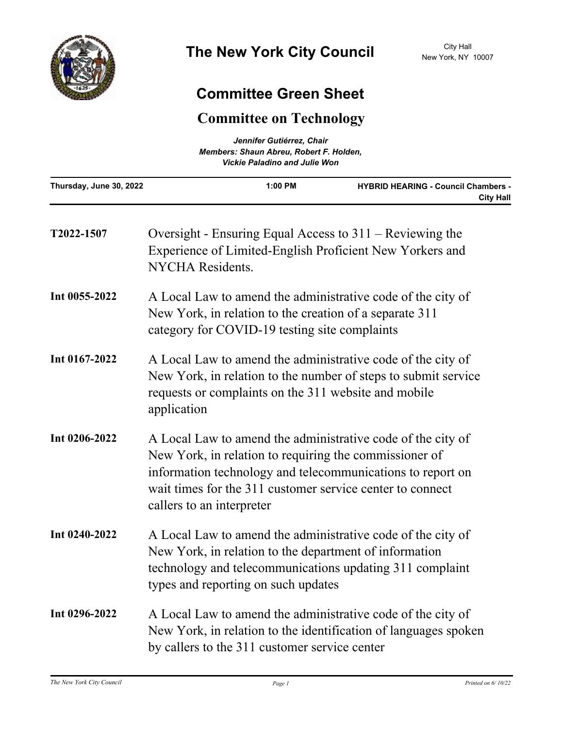# The New York City Council

City Hall
New York, NY 10007

## Committee Green Sheet

## Committee on Technology

*Jennifer Gutiérrez, Chair*
*Members: Shaun Abreu, Robert F. Holden, Vickie Paladino and Julie Won*

| Thursday, June 30, 2022 | 1:00 PM | HYBRID HEARING - Council Chambers - City Hall |
| --- | --- | --- |

**T2022-1507** Oversight - Ensuring Equal Access to 311 – Reviewing the Experience of Limited-English Proficient New Yorkers and NYCHA Residents.

**Int 0055-2022** A Local Law to amend the administrative code of the city of New York, in relation to the creation of a separate 311 category for COVID-19 testing site complaints

**Int 0167-2022** A Local Law to amend the administrative code of the city of New York, in relation to the number of steps to submit service requests or complaints on the 311 website and mobile application

**Int 0206-2022** A Local Law to amend the administrative code of the city of New York, in relation to requiring the commissioner of information technology and telecommunications to report on wait times for the 311 customer service center to connect callers to an interpreter

**Int 0240-2022** A Local Law to amend the administrative code of the city of New York, in relation to the department of information technology and telecommunications updating 311 complaint types and reporting on such updates

**Int 0296-2022** A Local Law to amend the administrative code of the city of New York, in relation to the identification of languages spoken by callers to the 311 customer service center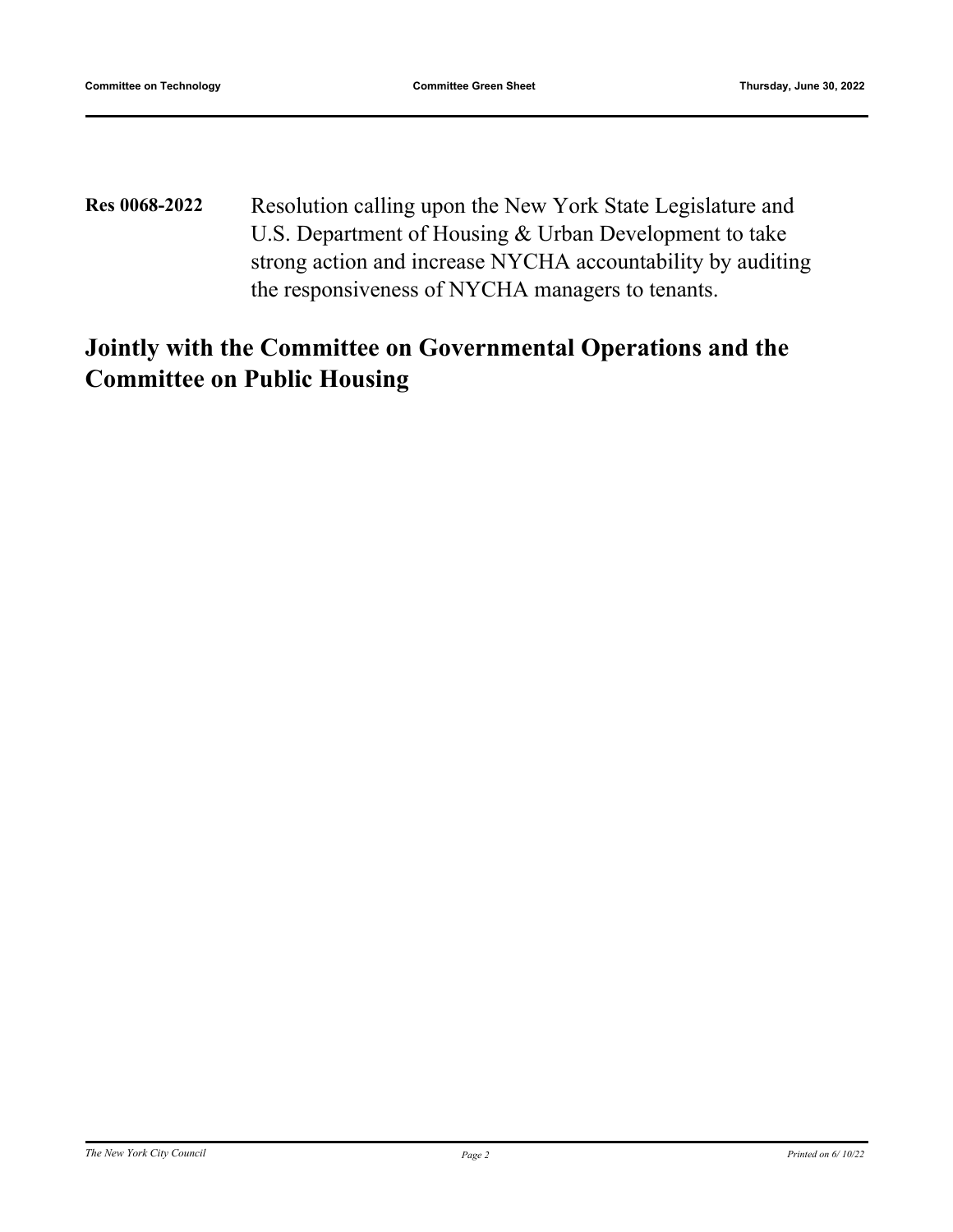**Res 0068-2022** Resolution calling upon the New York State Legislature and U.S. Department of Housing & Urban Development to take strong action and increase NYCHA accountability by auditing the responsiveness of NYCHA managers to tenants.

## Jointly with the Committee on Governmental Operations and the Committee on Public Housing